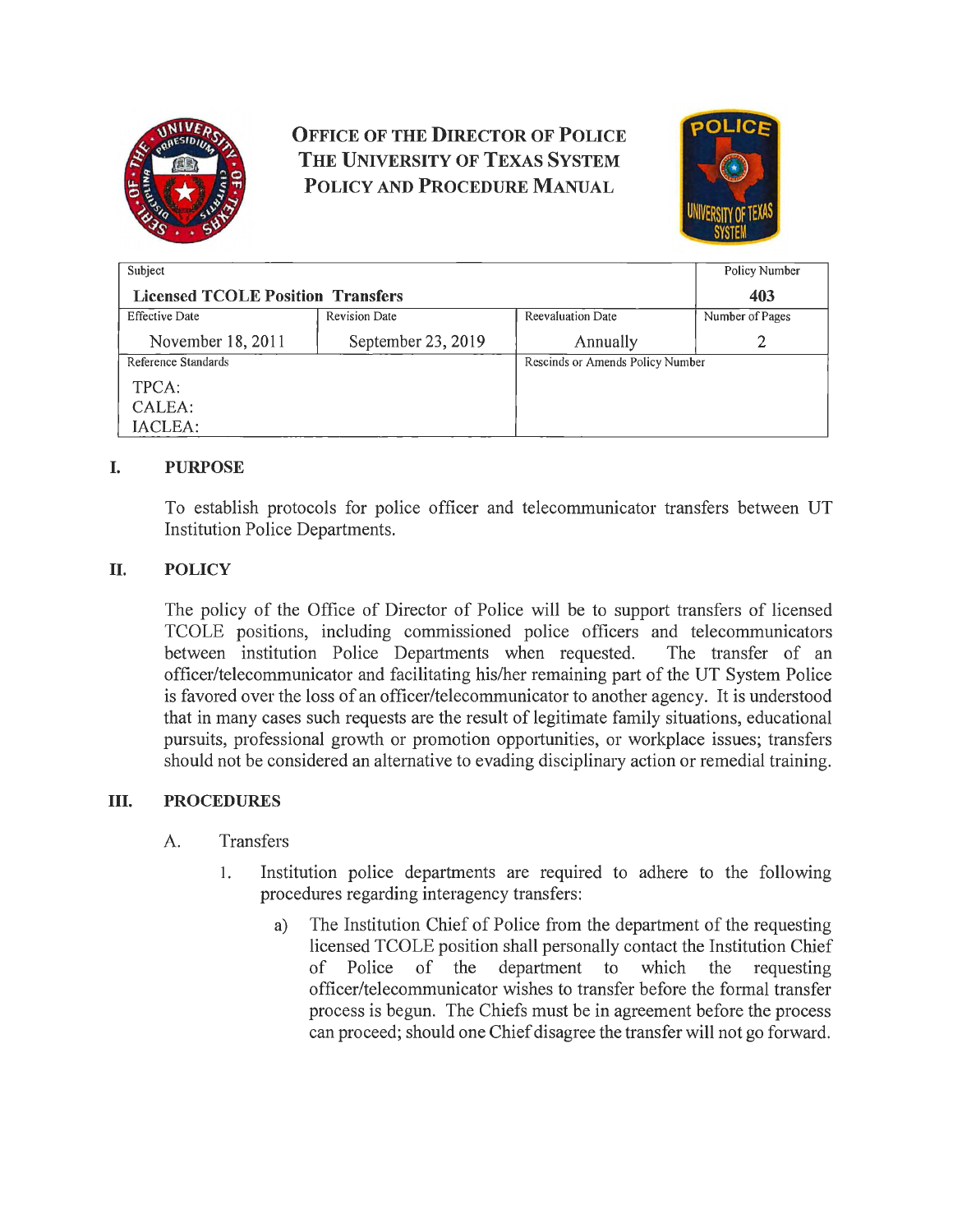# OFFICE OF THE DIRECTOR OF POLICE
# THE UNIVERSITY OF TEXAS SYSTEM
# POLICY AND PROCEDURE MANUAL

| Subject | | | Policy Number |
|---|---|---|---|
| **Licensed TCOLE Position Transfers** | | | **403** |
| Effective Date | Revision Date | Reevaluation Date | Number of Pages |
| November 18, 2011 | September 23, 2019 | Annually | 2 |
| Reference Standards | | Rescinds or Amends Policy Number | |
| TPCA:<br>CALEA:<br>IACLEA: | | | |

## I. PURPOSE

To establish protocols for police officer and telecommunicator transfers between UT Institution Police Departments.

## II. POLICY

The policy of the Office of Director of Police will be to support transfers of licensed TCOLE positions, including commissioned police officers and telecommunicators between institution Police Departments when requested. The transfer of an officer/telecommunicator and facilitating his/her remaining part of the UT System Police is favored over the loss of an officer/telecommunicator to another agency. It is understood that in many cases such requests are the result of legitimate family situations, educational pursuits, professional growth or promotion opportunities, or workplace issues; transfers should not be considered an alternative to evading disciplinary action or remedial training.

## III. PROCEDURES

A. Transfers

1. Institution police departments are required to adhere to the following procedures regarding interagency transfers:

   a) The Institution Chief of Police from the department of the requesting licensed TCOLE position shall personally contact the Institution Chief of Police of the department to which the requesting officer/telecommunicator wishes to transfer before the formal transfer process is begun. The Chiefs must be in agreement before the process can proceed; should one Chief disagree the transfer will not go forward.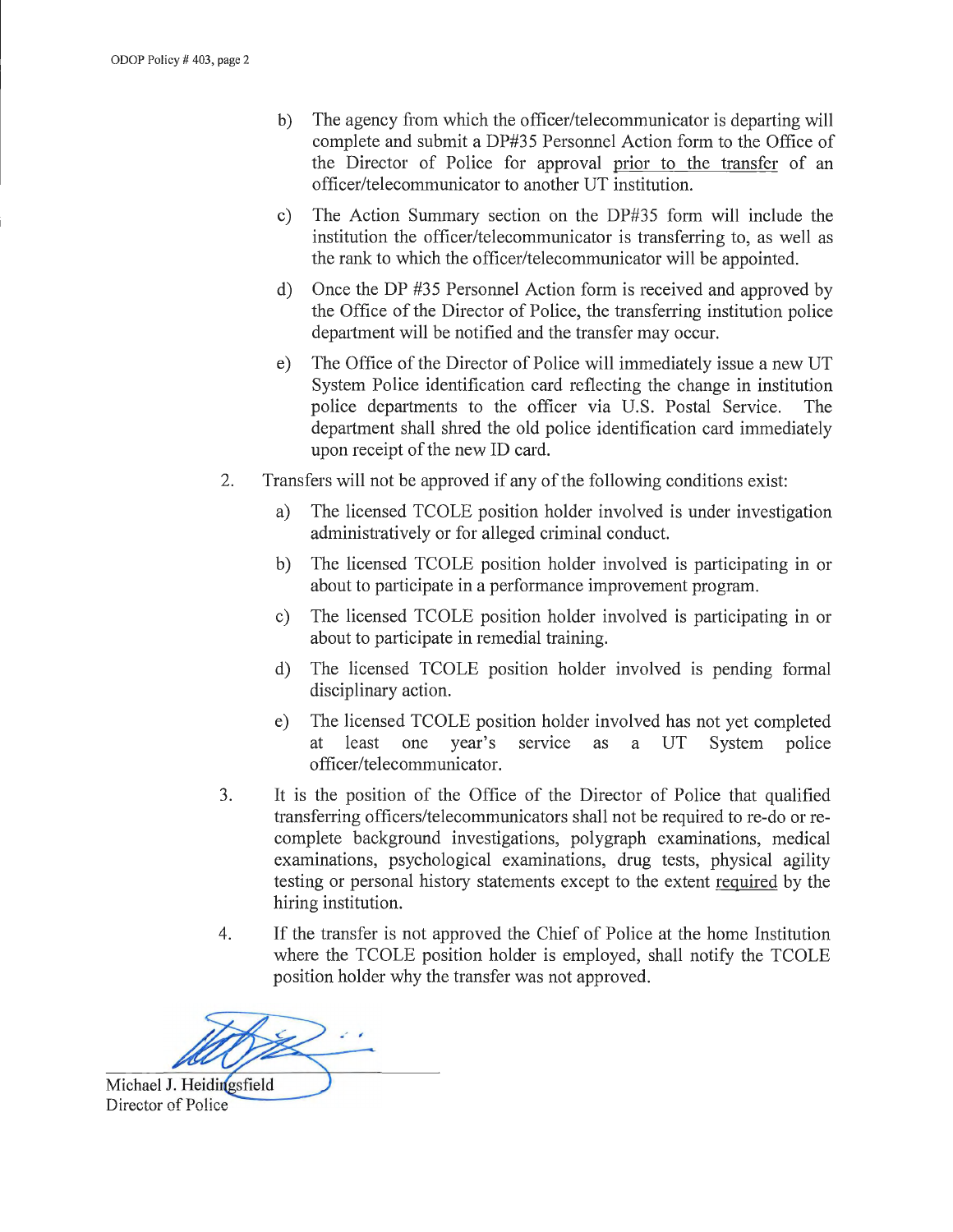b) The agency from which the officer/telecommunicator is departing will complete and submit a DP#35 Personnel Action form to the Office of the Director of Police for approval <u>prior to the transfer</u> of an officer/telecommunicator to another UT institution.

c) The Action Summary section on the DP#35 form will include the institution the officer/telecommunicator is transferring to, as well as the rank to which the officer/telecommunicator will be appointed.

d) Once the DP #35 Personnel Action form is received and approved by the Office of the Director of Police, the transferring institution police department will be notified and the transfer may occur.

e) The Office of the Director of Police will immediately issue a new UT System Police identification card reflecting the change in institution police departments to the officer via U.S. Postal Service. The department shall shred the old police identification card immediately upon receipt of the new ID card.

2. Transfers will not be approved if any of the following conditions exist:

   a) The licensed TCOLE position holder involved is under investigation administratively or for alleged criminal conduct.

   b) The licensed TCOLE position holder involved is participating in or about to participate in a performance improvement program.

   c) The licensed TCOLE position holder involved is participating in or about to participate in remedial training.

   d) The licensed TCOLE position holder involved is pending formal disciplinary action.

   e) The licensed TCOLE position holder involved has not yet completed at least one year's service as a UT System police officer/telecommunicator.

3. It is the position of the Office of the Director of Police that qualified transferring officers/telecommunicators shall not be required to re-do or re-complete background investigations, polygraph examinations, medical examinations, psychological examinations, drug tests, physical agility testing or personal history statements except to the extent <u>required</u> by the hiring institution.

4. If the transfer is not approved the Chief of Police at the home Institution where the TCOLE position holder is employed, shall notify the TCOLE position holder why the transfer was not approved.

Michael J. Heidingsfield
Director of Police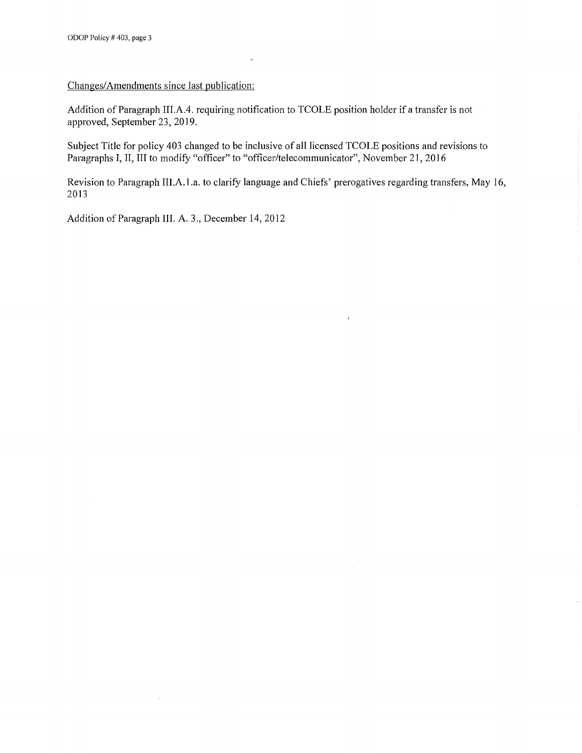Changes/Amendments since last publication:

Addition of Paragraph III.A.4. requiring notification to TCOLE position holder if a transfer is not approved, September 23, 2019.

Subject Title for policy 403 changed to be inclusive of all licensed TCOLE positions and revisions to Paragraphs I, II, III to modify "officer" to "officer/telecommunicator", November 21, 2016

Revision to Paragraph III.A.1.a. to clarify language and Chiefs' prerogatives regarding transfers, May 16, 2013

Addition of Paragraph III. A. 3., December 14, 2012